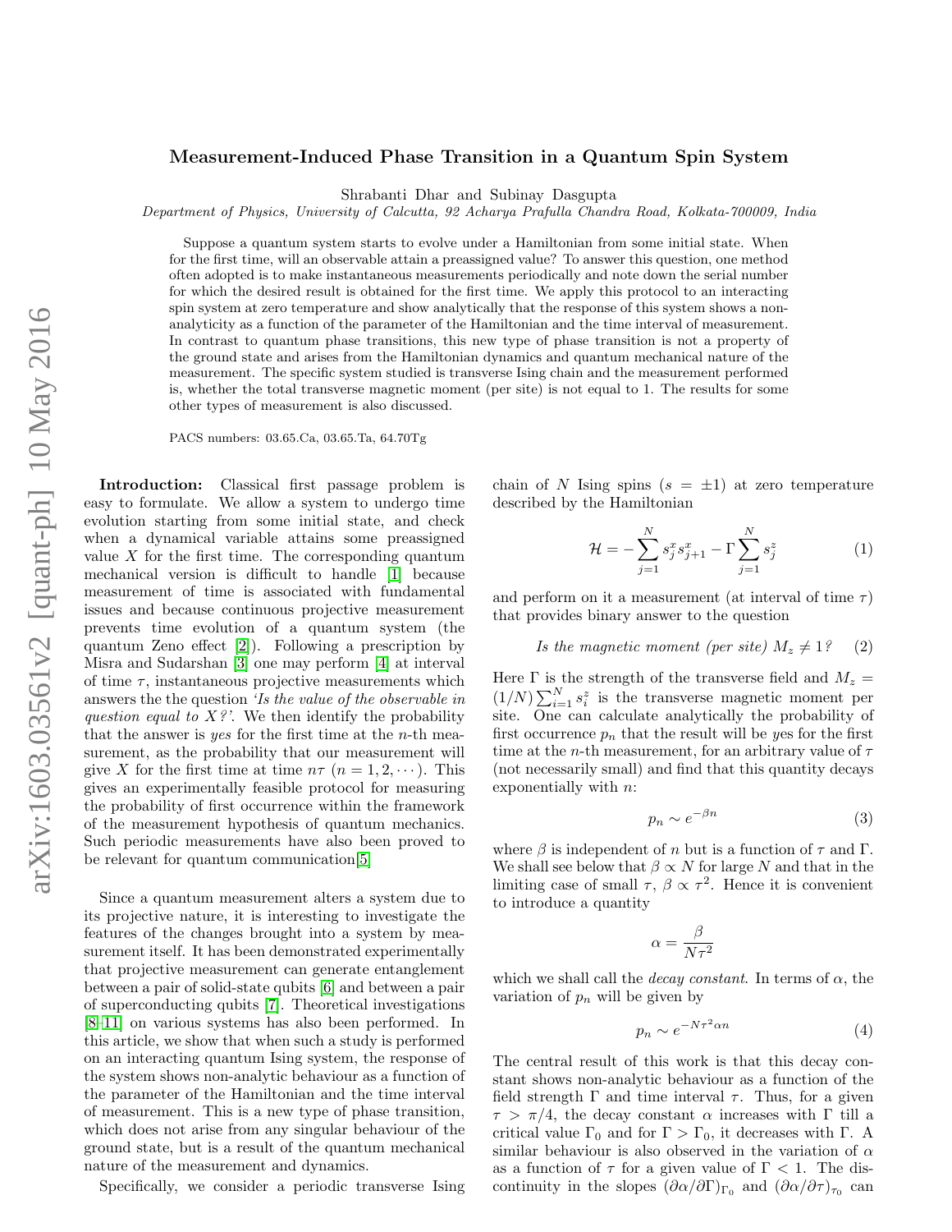# Measurement-Induced Phase Transition in a Quantum Spin System

Shrabanti Dhar and Subinay Dasgupta

*Department of Physics, University of Calcutta, 92 Acharya Prafulla Chandra Road, Kolkata-700009, India*

Suppose a quantum system starts to evolve under a Hamiltonian from some initial state. When for the first time, will an observable attain a preassigned value? To answer this question, one method often adopted is to make instantaneous measurements periodically and note down the serial number for which the desired result is obtained for the first time. We apply this protocol to an interacting spin system at zero temperature and show analytically that the response of this system shows a non-analyticity as a function of the parameter of the Hamiltonian and the time interval of measurement. In contrast to quantum phase transitions, this new type of phase transition is not a property of the ground state and arises from the Hamiltonian dynamics and quantum mechanical nature of the measurement. The specific system studied is transverse Ising chain and the measurement performed is, whether the total transverse magnetic moment (per site) is not equal to 1. The results for some other types of measurement is also discussed.

PACS numbers: 03.65.Ca, 03.65.Ta, 64.70Tg

**Introduction:** Classical first passage problem is easy to formulate. We allow a system to undergo time evolution starting from some initial state, and check when a dynamical variable attains some preassigned value $X$ for the first time. The corresponding quantum mechanical version is difficult to handle [1] because measurement of time is associated with fundamental issues and because continuous projective measurement prevents time evolution of a quantum system (the quantum Zeno effect [2]). Following a prescription by Misra and Sudarshan [3] one may perform [4] at interval of time $\tau$, instantaneous projective measurements which answers the the question *'Is the value of the observable in question equal to X?'*. We then identify the probability that the answer is *yes* for the first time at the $n$-th measurement, as the probability that our measurement will give $X$ for the first time at time $n\tau$ $(n = 1, 2, \cdots)$. This gives an experimentally feasible protocol for measuring the probability of first occurrence within the framework of the measurement hypothesis of quantum mechanics. Such periodic measurements have also been proved to be relevant for quantum communication[5]

Since a quantum measurement alters a system due to its projective nature, it is interesting to investigate the features of the changes brought into a system by measurement itself. It has been demonstrated experimentally that projective measurement can generate entanglement between a pair of solid-state qubits [6] and between a pair of superconducting qubits [7]. Theoretical investigations [8–11] on various systems has also been performed. In this article, we show that when such a study is performed on an interacting quantum Ising system, the response of the system shows non-analytic behaviour as a function of the parameter of the Hamiltonian and the time interval of measurement. This is a new type of phase transition, which does not arise from any singular behaviour of the ground state, but is a result of the quantum mechanical nature of the measurement and dynamics.

Specifically, we consider a periodic transverse Ising chain of $N$ Ising spins ($s = \pm 1$) at zero temperature described by the Hamiltonian

$$\mathcal{H} = -\sum_{j=1}^{N} s_j^x s_{j+1}^x - \Gamma \sum_{j=1}^{N} s_j^z \tag{1}$$

and perform on it a measurement (at interval of time $\tau$) that provides binary answer to the question

$$\textit{Is the magnetic moment (per site) } M_z \neq 1? \tag{2}$$

Here $\Gamma$ is the strength of the transverse field and $M_z = (1/N)\sum_{i=1}^{N} s_i^z$ is the transverse magnetic moment per site. One can calculate analytically the probability of first occurrence $p_n$ that the result will be *yes* for the first time at the $n$-th measurement, for an arbitrary value of $\tau$ (not necessarily small) and find that this quantity decays exponentially with $n$:

$$p_n \sim e^{-\beta n} \tag{3}$$

where $\beta$ is independent of $n$ but is a function of $\tau$ and $\Gamma$. We shall see below that $\beta \propto N$ for large $N$ and that in the limiting case of small $\tau$, $\beta \propto \tau^2$. Hence it is convenient to introduce a quantity

$$\alpha = \frac{\beta}{N\tau^2}$$

which we shall call the *decay constant*. In terms of $\alpha$, the variation of $p_n$ will be given by

$$p_n \sim e^{-N\tau^2 \alpha n} \tag{4}$$

The central result of this work is that this decay constant shows non-analytic behaviour as a function of the field strength $\Gamma$ and time interval $\tau$. Thus, for a given $\tau > \pi/4$, the decay constant $\alpha$ increases with $\Gamma$ till a critical value $\Gamma_0$ and for $\Gamma > \Gamma_0$, it decreases with $\Gamma$. A similar behaviour is also observed in the variation of $\alpha$ as a function of $\tau$ for a given value of $\Gamma < 1$. The discontinuity in the slopes $(\partial\alpha/\partial\Gamma)_{\Gamma_0}$ and $(\partial\alpha/\partial\tau)_{\tau_0}$ can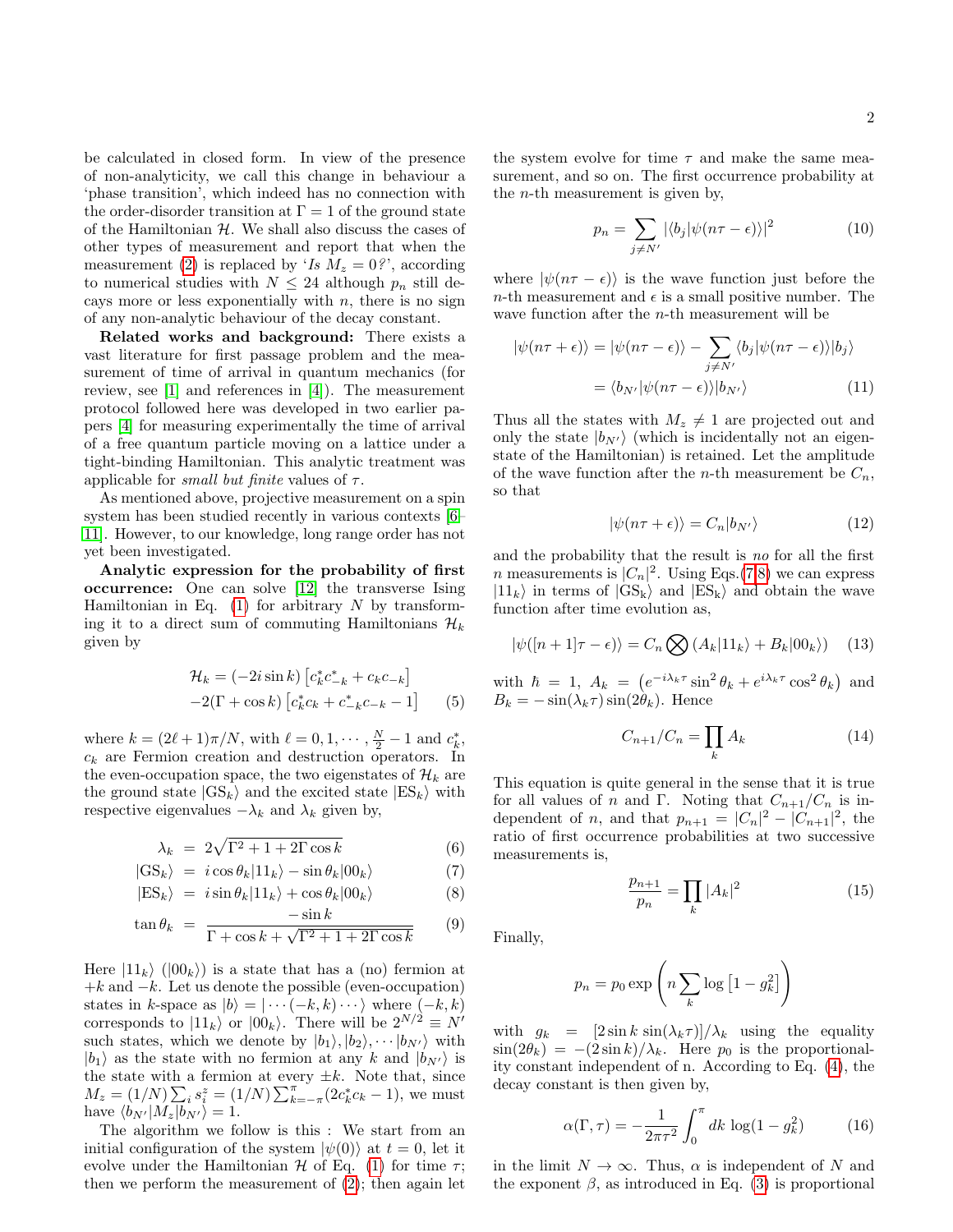be calculated in closed form. In view of the presence of non-analyticity, we call this change in behaviour a 'phase transition', which indeed has no connection with the order-disorder transition at $\Gamma = 1$ of the ground state of the Hamiltonian $\mathcal{H}$. We shall also discuss the cases of other types of measurement and report that when the measurement (2) is replaced by '*Is $M_z = 0$?*', according to numerical studies with $N \leq 24$ although $p_n$ still decays more or less exponentially with $n$, there is no sign of any non-analytic behaviour of the decay constant.

**Related works and background:** There exists a vast literature for first passage problem and the measurement of time of arrival in quantum mechanics (for review, see [1] and references in [4]). The measurement protocol followed here was developed in two earlier papers [4] for measuring experimentally the time of arrival of a free quantum particle moving on a lattice under a tight-binding Hamiltonian. This analytic treatment was applicable for *small but finite* values of $\tau$.

As mentioned above, projective measurement on a spin system has been studied recently in various contexts [6–11]. However, to our knowledge, long range order has not yet been investigated.

**Analytic expression for the probability of first occurrence:** One can solve [12] the transverse Ising Hamiltonian in Eq. (1) for arbitrary $N$ by transforming it to a direct sum of commuting Hamiltonians $\mathcal{H}_k$ given by

$$\mathcal{H}_k = (-2i\sin k)\left[c_k^* c_{-k}^* + c_k c_{-k}\right] \\ -2(\Gamma + \cos k)\left[c_k^* c_k + c_{-k}^* c_{-k} - 1\right] \quad (5)$$

where $k = (2\ell+1)\pi/N$, with $\ell = 0, 1, \cdots, \frac{N}{2}-1$ and $c_k^*$, $c_k$ are Fermion creation and destruction operators. In the even-occupation space, the two eigenstates of $\mathcal{H}_k$ are the ground state $|\mathrm{GS_k}\rangle$ and the excited state $|\mathrm{ES_k}\rangle$ with respective eigenvalues $-\lambda_k$ and $\lambda_k$ given by,

$$\lambda_k = 2\sqrt{\Gamma^2 + 1 + 2\Gamma\cos k} \quad (6)$$

$$|\mathrm{GS_k}\rangle = i\cos\theta_k|11_k\rangle - \sin\theta_k|00_k\rangle \quad (7)$$

$$|\mathrm{ES_k}\rangle = i\sin\theta_k|11_k\rangle + \cos\theta_k|00_k\rangle \quad (8)$$

$$\tan\theta_k = \frac{-\sin k}{\Gamma + \cos k + \sqrt{\Gamma^2 + 1 + 2\Gamma\cos k}} \quad (9)$$

Here $|11_k\rangle$ ($|00_k\rangle$) is a state that has a (no) fermion at $+k$ and $-k$. Let us denote the possible (even-occupation) states in $k$-space as $|b\rangle = |\cdots(-k,k)\cdots\rangle$ where $(-k,k)$ corresponds to $|11_k\rangle$ or $|00_k\rangle$. There will be $2^{N/2} \equiv N'$ such states, which we denote by $|b_1\rangle, |b_2\rangle, \cdots |b_{N'}\rangle$ with $|b_1\rangle$ as the state with no fermion at any $k$ and $|b_{N'}\rangle$ is the state with a fermion at every $\pm k$. Note that, since $M_z = (1/N)\sum_i s_i^z = (1/N)\sum_{k=-\pi}^{\pi}(2c_k^* c_k - 1)$, we must have $\langle b_{N'}|M_z|b_{N'}\rangle = 1$.

The algorithm we follow is this : We start from an initial configuration of the system $|\psi(0)\rangle$ at $t = 0$, let it evolve under the Hamiltonian $\mathcal{H}$ of Eq. (1) for time $\tau$; then we perform the measurement of (2); then again let the system evolve for time $\tau$ and make the same measurement, and so on. The first occurrence probability at the $n$-th measurement is given by,

$$p_n = \sum_{j \neq N'} |\langle b_j|\psi(n\tau - \epsilon)\rangle|^2 \quad (10)$$

where $|\psi(n\tau - \epsilon)\rangle$ is the wave function just before the $n$-th measurement and $\epsilon$ is a small positive number. The wave function after the $n$-th measurement will be

$$|\psi(n\tau + \epsilon)\rangle = |\psi(n\tau - \epsilon)\rangle - \sum_{j \neq N'}\langle b_j|\psi(n\tau - \epsilon)\rangle|b_j\rangle \\ = \langle b_{N'}|\psi(n\tau - \epsilon)\rangle|b_{N'}\rangle \quad (11)$$

Thus all the states with $M_z \neq 1$ are projected out and only the state $|b_{N'}\rangle$ (which is incidentally not an eigenstate of the Hamiltonian) is retained. Let the amplitude of the wave function after the $n$-th measurement be $C_n$, so that

$$|\psi(n\tau + \epsilon)\rangle = C_n|b_{N'}\rangle \quad (12)$$

and the probability that the result is *no* for all the first $n$ measurements is $|C_n|^2$. Using Eqs.(7,8) we can express $|11_k\rangle$ in terms of $|\mathrm{GS_k}\rangle$ and $|\mathrm{ES_k}\rangle$ and obtain the wave function after time evolution as,

$$|\psi([n+1]\tau - \epsilon)\rangle = C_n \bigotimes (A_k|11_k\rangle + B_k|00_k\rangle) \quad (13)$$

with $\hbar = 1$, $A_k = \left(e^{-i\lambda_k\tau}\sin^2\theta_k + e^{i\lambda_k\tau}\cos^2\theta_k\right)$ and $B_k = -\sin(\lambda_k\tau)\sin(2\theta_k)$. Hence

$$C_{n+1}/C_n = \prod_k A_k \quad (14)$$

This equation is quite general in the sense that it is true for all values of $n$ and $\Gamma$. Noting that $C_{n+1}/C_n$ is independent of $n$, and that $p_{n+1} = |C_n|^2 - |C_{n+1}|^2$, the ratio of first occurrence probabilities at two successive measurements is,

$$\frac{p_{n+1}}{p_n} = \prod_k |A_k|^2 \quad (15)$$

Finally,

$$p_n = p_0 \exp\left(n\sum_k \log\left[1 - g_k^2\right]\right)$$

with $g_k = [2\sin k\,\sin(\lambda_k\tau)]/\lambda_k$ using the equality $\sin(2\theta_k) = -(2\sin k)/\lambda_k$. Here $p_0$ is the proportionality constant independent of n. According to Eq. (4), the decay constant is then given by,

$$\alpha(\Gamma, \tau) = -\frac{1}{2\pi\tau^2}\int_0^{\pi} dk\, \log(1 - g_k^2) \quad (16)$$

in the limit $N \to \infty$. Thus, $\alpha$ is independent of $N$ and the exponent $\beta$, as introduced in Eq. (3) is proportional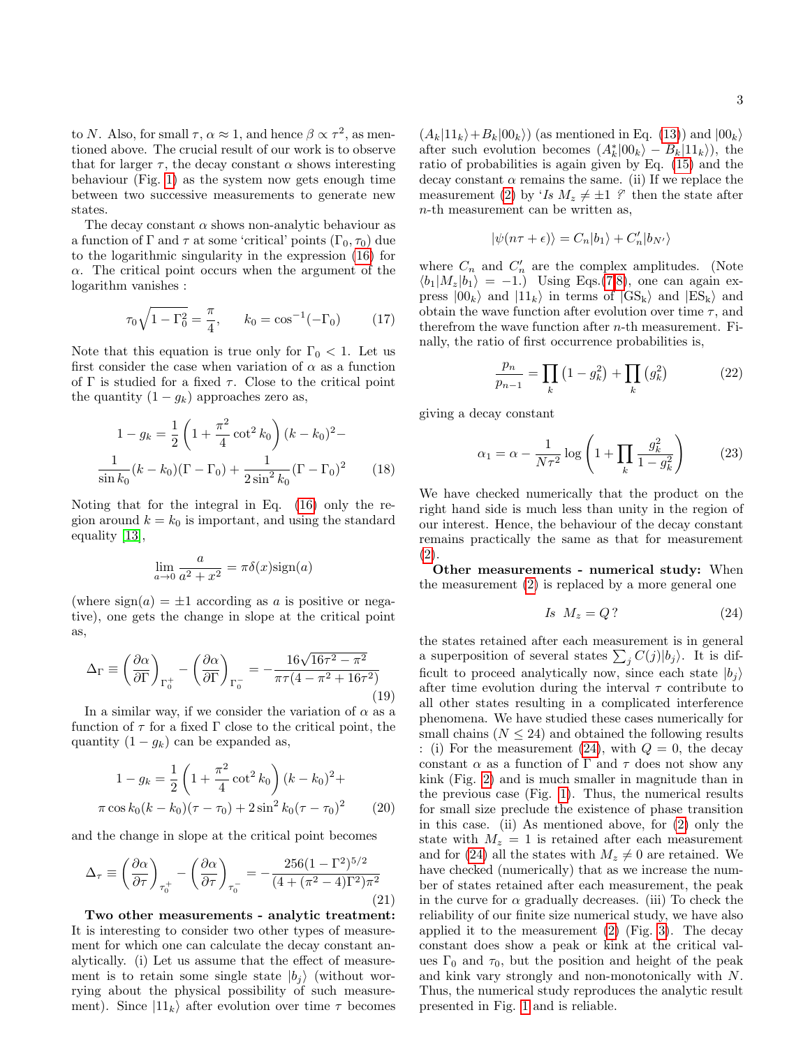to $N$. Also, for small $\tau$, $\alpha \approx 1$, and hence $\beta \propto \tau^2$, as mentioned above. The crucial result of our work is to observe that for larger $\tau$, the decay constant $\alpha$ shows interesting behaviour (Fig. 1) as the system now gets enough time between two successive measurements to generate new states.

The decay constant $\alpha$ shows non-analytic behaviour as a function of $\Gamma$ and $\tau$ at some 'critical' points $(\Gamma_0, \tau_0)$ due to the logarithmic singularity in the expression (16) for $\alpha$. The critical point occurs when the argument of the logarithm vanishes :

$$\tau_0\sqrt{1-\Gamma_0^2} = \frac{\pi}{4}, \qquad k_0 = \cos^{-1}(-\Gamma_0) \tag{17}$$

Note that this equation is true only for $\Gamma_0 < 1$. Let us first consider the case when variation of $\alpha$ as a function of $\Gamma$ is studied for a fixed $\tau$. Close to the critical point the quantity $(1-g_k)$ approaches zero as,

$$1 - g_k = \frac{1}{2}\left(1 + \frac{\pi^2}{4}\cot^2 k_0\right)(k-k_0)^2 - \frac{1}{\sin k_0}(k-k_0)(\Gamma-\Gamma_0) + \frac{1}{2\sin^2 k_0}(\Gamma-\Gamma_0)^2 \tag{18}$$

Noting that for the integral in Eq. (16) only the region around $k = k_0$ is important, and using the standard equality [13],

$$\lim_{a\to 0}\frac{a}{a^2+x^2} = \pi\delta(x)\mathrm{sign}(a)$$

(where $\mathrm{sign}(a) = \pm 1$ according as $a$ is positive or negative), one gets the change in slope at the critical point as,

$$\Delta_\Gamma \equiv \left(\frac{\partial\alpha}{\partial\Gamma}\right)_{\Gamma_0^+} - \left(\frac{\partial\alpha}{\partial\Gamma}\right)_{\Gamma_0^-} = -\frac{16\sqrt{16\tau^2-\pi^2}}{\pi\tau(4-\pi^2+16\tau^2)} \tag{19}$$

In a similar way, if we consider the variation of $\alpha$ as a function of $\tau$ for a fixed $\Gamma$ close to the critical point, the quantity $(1-g_k)$ can be expanded as,

$$1 - g_k = \frac{1}{2}\left(1 + \frac{\pi^2}{4}\cot^2 k_0\right)(k-k_0)^2 + \pi\cos k_0(k-k_0)(\tau-\tau_0) + 2\sin^2 k_0(\tau-\tau_0)^2 \tag{20}$$

and the change in slope at the critical point becomes

$$\Delta_\tau \equiv \left(\frac{\partial\alpha}{\partial\tau}\right)_{\tau_0^+} - \left(\frac{\partial\alpha}{\partial\tau}\right)_{\tau_0^-} = -\frac{256(1-\Gamma^2)^{5/2}}{(4+(\pi^2-4)\Gamma^2)\pi^2} \tag{21}$$

**Two other measurements - analytic treatment:** It is interesting to consider two other types of measurement for which one can calculate the decay constant analytically. (i) Let us assume that the effect of measurement is to retain some single state $|b_j\rangle$ (without worrying about the physical possibility of such measurement). Since $|11_k\rangle$ after evolution over time $\tau$ becomes $(A_k|11_k\rangle + B_k|00_k\rangle)$ (as mentioned in Eq. (13)) and $|00_k\rangle$ after such evolution becomes $(A_k^*|00_k\rangle - B_k|11_k\rangle)$, the ratio of probabilities is again given by Eq. (15) and the decay constant $\alpha$ remains the same. (ii) If we replace the measurement (2) by '*Is* $M_z \neq \pm 1$ *?*' then the state after $n$-th measurement can be written as,

$$|\psi(n\tau+\epsilon)\rangle = C_n|b_1\rangle + C_n'|b_{N'}\rangle$$

where $C_n$ and $C_n'$ are the complex amplitudes. (Note $\langle b_1|M_z|b_1\rangle = -1$.) Using Eqs.(7,8), one can again express $|00_k\rangle$ and $|11_k\rangle$ in terms of $|\mathrm{GS_k}\rangle$ and $|\mathrm{ES_k}\rangle$ and obtain the wave function after evolution over time $\tau$, and therefrom the wave function after $n$-th measurement. Finally, the ratio of first occurrence probabilities is,

$$\frac{p_n}{p_{n-1}} = \prod_k\left(1-g_k^2\right) + \prod_k\left(g_k^2\right) \tag{22}$$

giving a decay constant

$$\alpha_1 = \alpha - \frac{1}{N\tau^2}\log\left(1 + \prod_k\frac{g_k^2}{1-g_k^2}\right) \tag{23}$$

We have checked numerically that the product on the right hand side is much less than unity in the region of our interest. Hence, the behaviour of the decay constant remains practically the same as that for measurement (2).

**Other measurements - numerical study:** When the measurement (2) is replaced by a more general one

$$Is\ \ M_z = Q\,? \tag{24}$$

the states retained after each measurement is in general a superposition of several states $\sum_j C(j)|b_j\rangle$. It is difficult to proceed analytically now, since each state $|b_j\rangle$ after time evolution during the interval $\tau$ contribute to all other states resulting in a complicated interference phenomena. We have studied these cases numerically for small chains ($N \leq 24$) and obtained the following results : (i) For the measurement (24), with $Q = 0$, the decay constant $\alpha$ as a function of $\Gamma$ and $\tau$ does not show any kink (Fig. 2) and is much smaller in magnitude than in the previous case (Fig. 1). Thus, the numerical results for small size preclude the existence of phase transition in this case. (ii) As mentioned above, for (2) only the state with $M_z = 1$ is retained after each measurement and for (24) all the states with $M_z \neq 0$ are retained. We have checked (numerically) that as we increase the number of states retained after each measurement, the peak in the curve for $\alpha$ gradually decreases. (iii) To check the reliability of our finite size numerical study, we have also applied it to the measurement (2) (Fig. 3). The decay constant does show a peak or kink at the critical values $\Gamma_0$ and $\tau_0$, but the position and height of the peak and kink vary strongly and non-monotonically with $N$. Thus, the numerical study reproduces the analytic result presented in Fig. 1 and is reliable.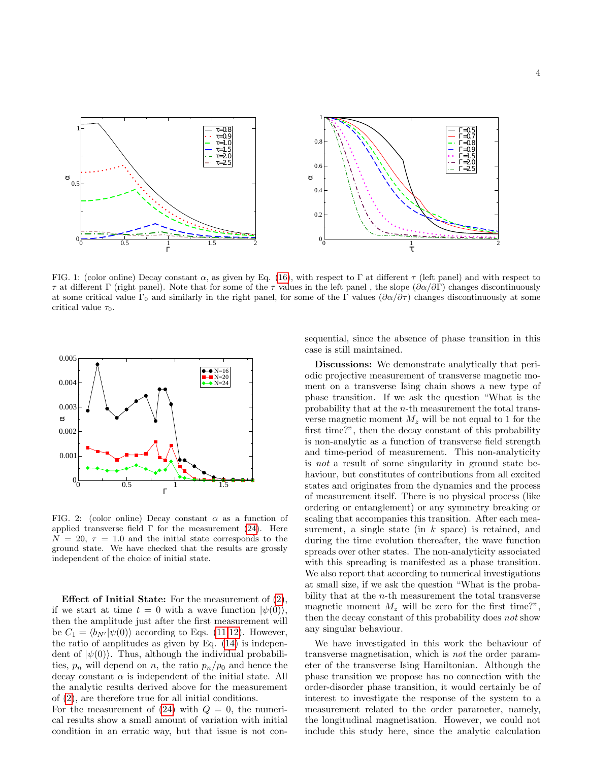FIG. 1: (color online) Decay constant $\alpha$, as given by Eq. (16), with respect to $\Gamma$ at different $\tau$ (left panel) and with respect to $\tau$ at different $\Gamma$ (right panel). Note that for some of the $\tau$ values in the left panel , the slope $(\partial\alpha/\partial\Gamma)$ changes discontinuously at some critical value $\Gamma_0$ and similarly in the right panel, for some of the $\Gamma$ values $(\partial\alpha/\partial\tau)$ changes discontinuously at some critical value $\tau_0$.

FIG. 2: (color online) Decay constant $\alpha$ as a function of applied transverse field $\Gamma$ for the measurement (24). Here $N = 20$, $\tau = 1.0$ and the initial state corresponds to the ground state. We have checked that the results are grossly independent of the choice of initial state.

**Effect of Initial State:** For the measurement of (2), if we start at time $t = 0$ with a wave function $|\psi(0)\rangle$, then the amplitude just after the first measurement will be $C_1 = \langle b_{N'}|\psi(0)\rangle$ according to Eqs. (11,12). However, the ratio of amplitudes as given by Eq. (14) is independent of $|\psi(0)\rangle$. Thus, although the individual probabilities, $p_n$ will depend on $n$, the ratio $p_n/p_0$ and hence the decay constant $\alpha$ is independent of the initial state. All the analytic results derived above for the measurement of (2), are therefore true for all initial conditions.
For the measurement of (24) with $Q = 0$, the numerical results show a small amount of variation with initial condition in an erratic way, but that issue is not consequential, since the absence of phase transition in this case is still maintained.

**Discussions:** We demonstrate analytically that periodic projective measurement of transverse magnetic moment on a transverse Ising chain shows a new type of phase transition. If we ask the question "What is the probability that at the $n$-th measurement the total transverse magnetic moment $M_z$ will be not equal to 1 for the first time?", then the decay constant of this probability is non-analytic as a function of transverse field strength and time-period of measurement. This non-analyticity is *not* a result of some singularity in ground state behaviour, but constitutes of contributions from all excited states and originates from the dynamics and the process of measurement itself. There is no physical process (like ordering or entanglement) or any symmetry breaking or scaling that accompanies this transition. After each measurement, a single state (in $k$ space) is retained, and during the time evolution thereafter, the wave function spreads over other states. The non-analyticity associated with this spreading is manifested as a phase transition. We also report that according to numerical investigations at small size, if we ask the question "What is the probability that at the $n$-th measurement the total transverse magnetic moment $M_z$ will be zero for the first time?", then the decay constant of this probability does *not* show any singular behaviour.

We have investigated in this work the behaviour of transverse magnetisation, which is *not* the order parameter of the transverse Ising Hamiltonian. Although the phase transition we propose has no connection with the order-disorder phase transition, it would certainly be of interest to investigate the response of the system to a measurement related to the order parameter, namely, the longitudinal magnetisation. However, we could not include this study here, since the analytic calculation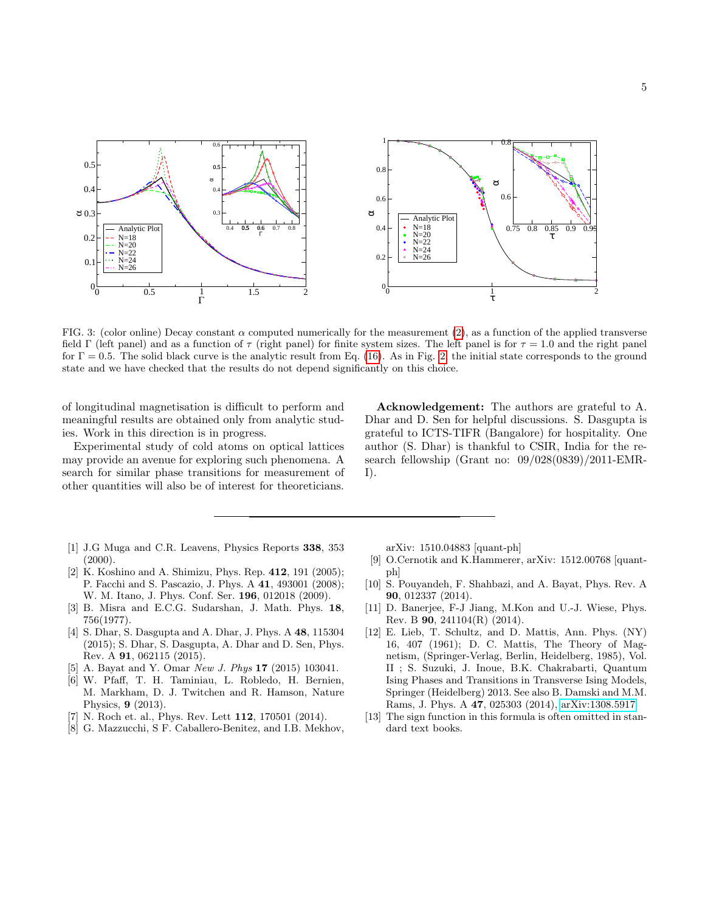Analytic Plot
N=18
N=20
N=22
N=24
N=26

α

Γ

0
0.1
0.2
0.3
0.4
0.5

0
0.5
1
1.5
2

0.3
0.4
0.5
0.6

0.4
0.5
0.6
0.7
0.8

Analytic Plot
N=18
N=20
N=22
N=24
N=26

α

τ

0
0.2
0.4
0.6
0.8
1

0
1
2

0.6
0.8

0.75
0.8
0.85
0.9
0.95

FIG. 3: (color online) Decay constant $\alpha$ computed numerically for the measurement (2), as a function of the applied transverse field $\Gamma$ (left panel) and as a function of $\tau$ (right panel) for finite system sizes. The left panel is for $\tau = 1.0$ and the right panel for $\Gamma = 0.5$. The solid black curve is the analytic result from Eq. (16). As in Fig. 2, the initial state corresponds to the ground state and we have checked that the results do not depend significantly on this choice.

of longitudinal magnetisation is difficult to perform and meaningful results are obtained only from analytic studies. Work in this direction is in progress.

Experimental study of cold atoms on optical lattices may provide an avenue for exploring such phenomena. A search for similar phase transitions for measurement of other quantities will also be of interest for theoreticians.

**Acknowledgement:** The authors are grateful to A. Dhar and D. Sen for helpful discussions. S. Dasgupta is grateful to ICTS-TIFR (Bangalore) for hospitality. One author (S. Dhar) is thankful to CSIR, India for the research fellowship (Grant no: 09/028(0839)/2011-EMR-I).

---

[1] J.G Muga and C.R. Leavens, Physics Reports **338**, 353 (2000).

[2] K. Koshino and A. Shimizu, Phys. Rep. **412**, 191 (2005); P. Facchi and S. Pascazio, J. Phys. A **41**, 493001 (2008); W. M. Itano, J. Phys. Conf. Ser. **196**, 012018 (2009).

[3] B. Misra and E.C.G. Sudarshan, J. Math. Phys. **18**, 756(1977).

[4] S. Dhar, S. Dasgupta and A. Dhar, J. Phys. A **48**, 115304 (2015); S. Dhar, S. Dasgupta, A. Dhar and D. Sen, Phys. Rev. A **91**, 062115 (2015).

[5] A. Bayat and Y. Omar *New J. Phys* **17** (2015) 103041.

[6] W. Pfaff, T. H. Taminiau, L. Robledo, H. Bernien, M. Markham, D. J. Twitchen and R. Hamson, Nature Physics, **9** (2013).

[7] N. Roch et. al., Phys. Rev. Lett **112**, 170501 (2014).

[8] G. Mazzucchi, S F. Caballero-Benitez, and I.B. Mekhov, arXiv: 1510.04883 [quant-ph]

[9] O.Cernotik and K.Hammerer, arXiv: 1512.00768 [quant-ph]

[10] S. Pouyandeh, F. Shahbazi, and A. Bayat, Phys. Rev. A **90**, 012337 (2014).

[11] D. Banerjee, F-J Jiang, M.Kon and U.-J. Wiese, Phys. Rev. B **90**, 241104(R) (2014).

[12] E. Lieb, T. Schultz, and D. Mattis, Ann. Phys. (NY) 16, 407 (1961); D. C. Mattis, The Theory of Magnetism, (Springer-Verlag, Berlin, Heidelberg, 1985), Vol. II ; S. Suzuki, J. Inoue, B.K. Chakrabarti, Quantum Ising Phases and Transitions in Transverse Ising Models, Springer (Heidelberg) 2013. See also B. Damski and M.M. Rams, J. Phys. A **47**, 025303 (2014), arXiv:1308.5917

[13] The sign function in this formula is often omitted in standard text books.